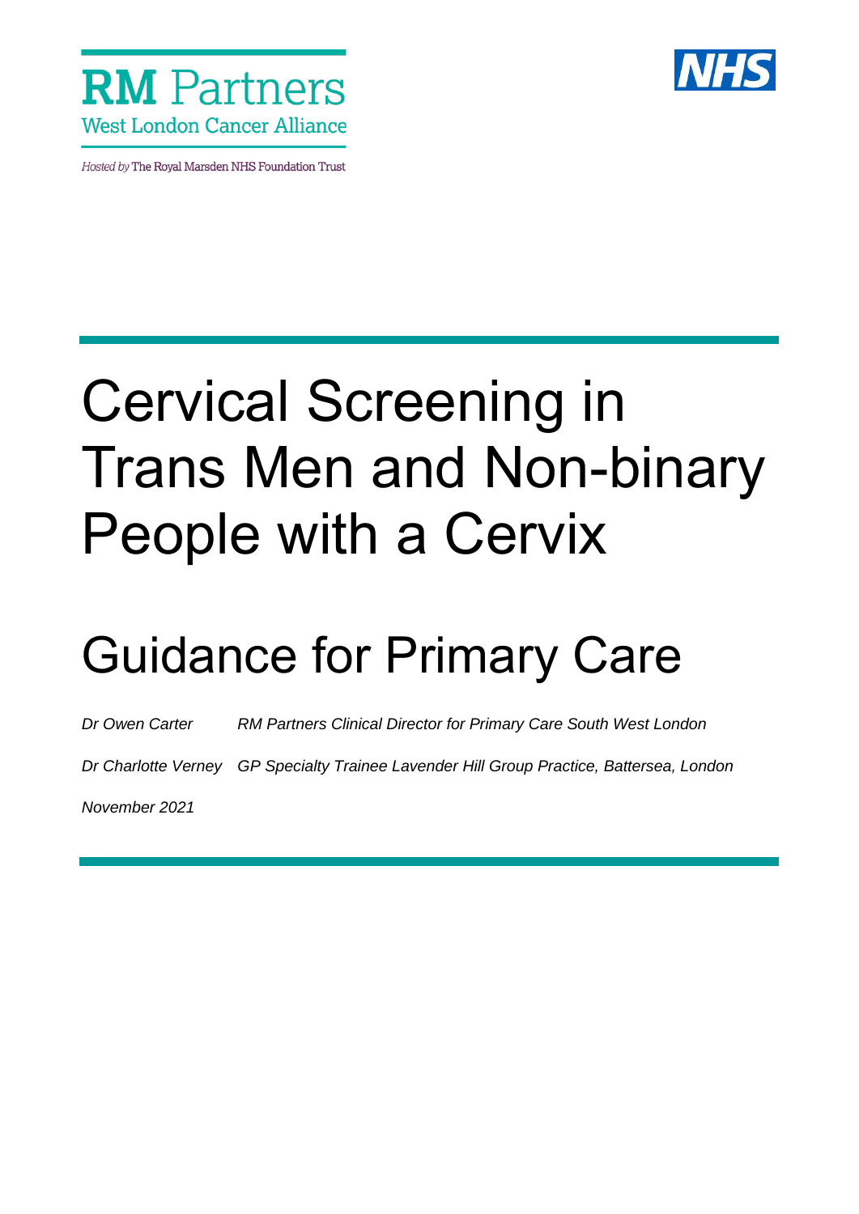**RM Partners**
West London Cancer Alliance

*Hosted by* The Royal Marsden NHS Foundation Trust

NHS

# Cervical Screening in Trans Men and Non-binary People with a Cervix

# Guidance for Primary Care

*Dr Owen Carter* *RM Partners Clinical Director for Primary Care South West London*

*Dr Charlotte Verney* *GP Specialty Trainee Lavender Hill Group Practice, Battersea, London*

*November 2021*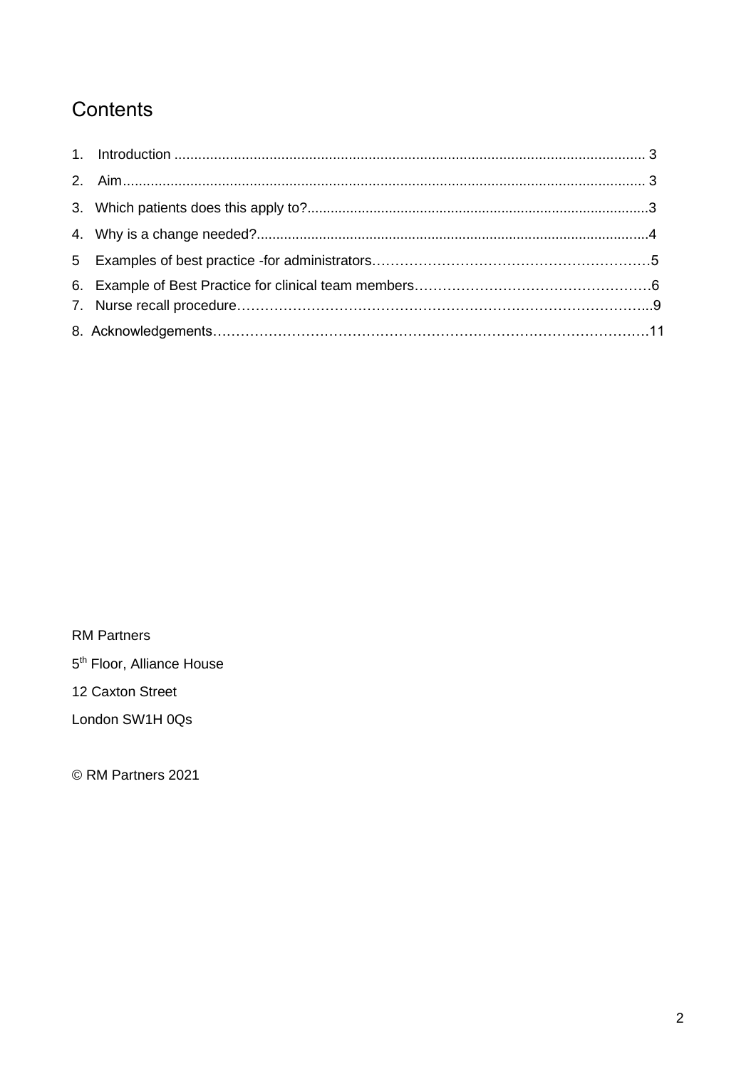# Contents

1. Introduction ........................................................................................................................ 3
2. Aim..................................................................................................................................... 3
3. Which patients does this apply to?.......................................................................................3
4. Why is a change needed?....................................................................................................4
5 Examples of best practice -for administrators……………………………………………………5
6. Example of Best Practice for clinical team members……………………………………………6
7. Nurse recall procedure………………………………………………………………………………...9
8. Acknowledgements………………………………………………………………………………….11

RM Partners

5th Floor, Alliance House

12 Caxton Street

London SW1H 0Qs

© RM Partners 2021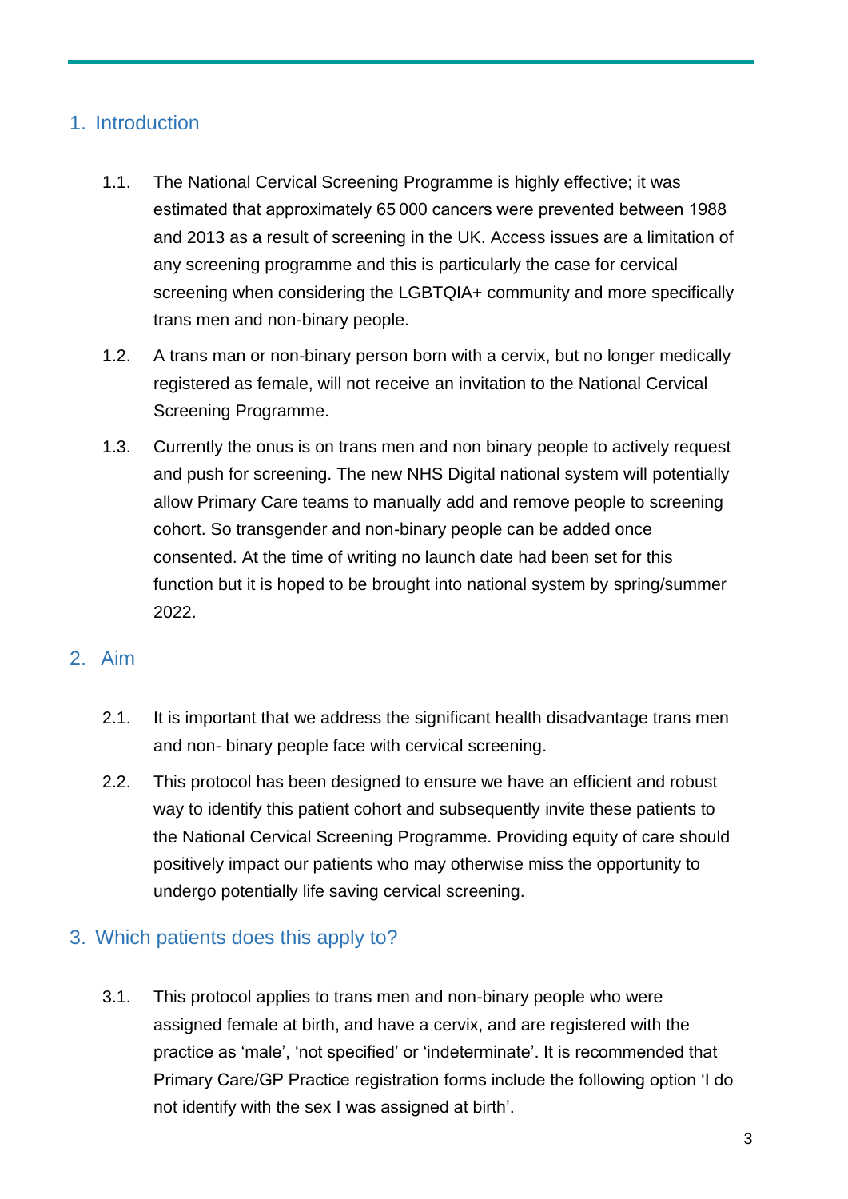## 1. Introduction

1.1. The National Cervical Screening Programme is highly effective; it was estimated that approximately 65 000 cancers were prevented between 1988 and 2013 as a result of screening in the UK. Access issues are a limitation of any screening programme and this is particularly the case for cervical screening when considering the LGBTQIA+ community and more specifically trans men and non-binary people.

1.2. A trans man or non-binary person born with a cervix, but no longer medically registered as female, will not receive an invitation to the National Cervical Screening Programme.

1.3. Currently the onus is on trans men and non binary people to actively request and push for screening. The new NHS Digital national system will potentially allow Primary Care teams to manually add and remove people to screening cohort. So transgender and non-binary people can be added once consented. At the time of writing no launch date had been set for this function but it is hoped to be brought into national system by spring/summer 2022.

## 2. Aim

2.1. It is important that we address the significant health disadvantage trans men and non- binary people face with cervical screening.

2.2. This protocol has been designed to ensure we have an efficient and robust way to identify this patient cohort and subsequently invite these patients to the National Cervical Screening Programme. Providing equity of care should positively impact our patients who may otherwise miss the opportunity to undergo potentially life saving cervical screening.

## 3. Which patients does this apply to?

3.1. This protocol applies to trans men and non-binary people who were assigned female at birth, and have a cervix, and are registered with the practice as 'male', 'not specified' or 'indeterminate'. It is recommended that Primary Care/GP Practice registration forms include the following option 'I do not identify with the sex I was assigned at birth'.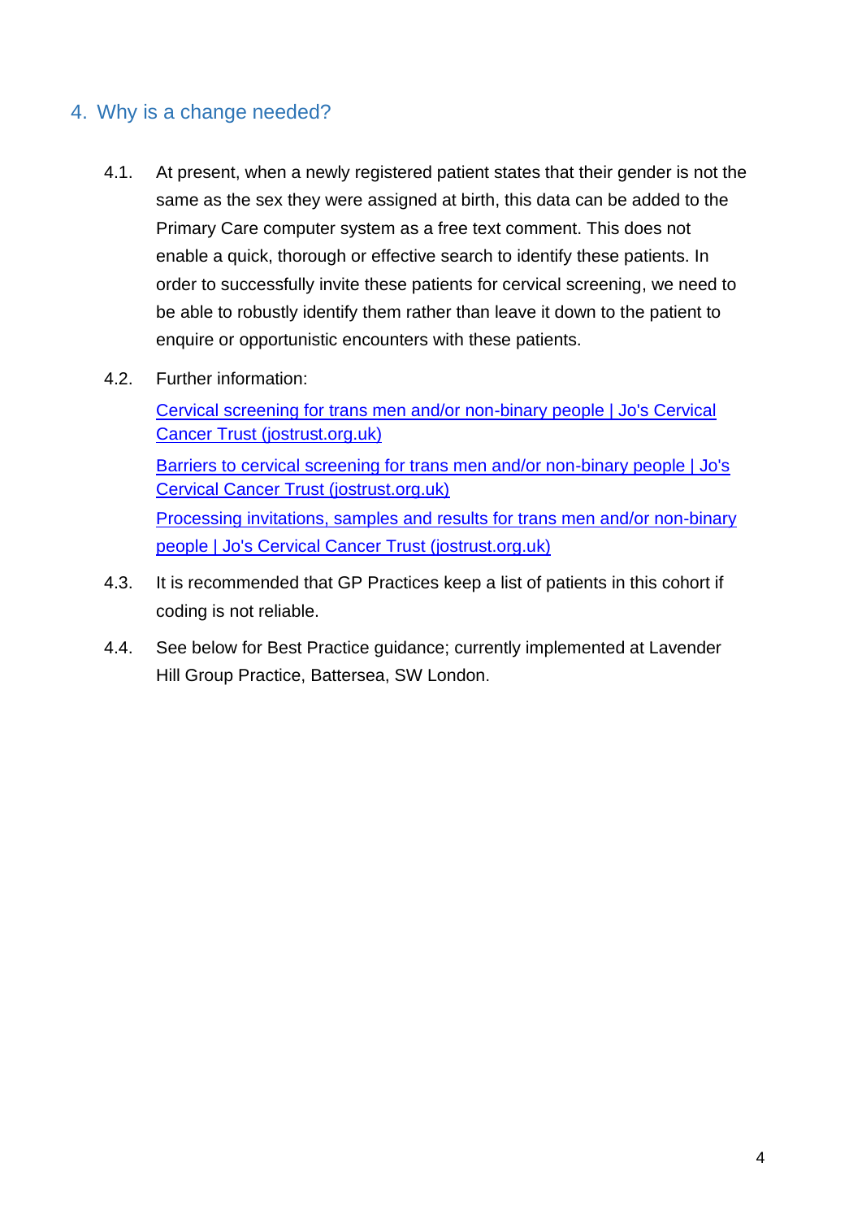## 4. Why is a change needed?

4.1. At present, when a newly registered patient states that their gender is not the same as the sex they were assigned at birth, this data can be added to the Primary Care computer system as a free text comment. This does not enable a quick, thorough or effective search to identify these patients. In order to successfully invite these patients for cervical screening, we need to be able to robustly identify them rather than leave it down to the patient to enquire or opportunistic encounters with these patients.

4.2. Further information:

Cervical screening for trans men and/or non-binary people | Jo's Cervical Cancer Trust (jostrust.org.uk)

Barriers to cervical screening for trans men and/or non-binary people | Jo's Cervical Cancer Trust (jostrust.org.uk)

Processing invitations, samples and results for trans men and/or non-binary people | Jo's Cervical Cancer Trust (jostrust.org.uk)

4.3. It is recommended that GP Practices keep a list of patients in this cohort if coding is not reliable.

4.4. See below for Best Practice guidance; currently implemented at Lavender Hill Group Practice, Battersea, SW London.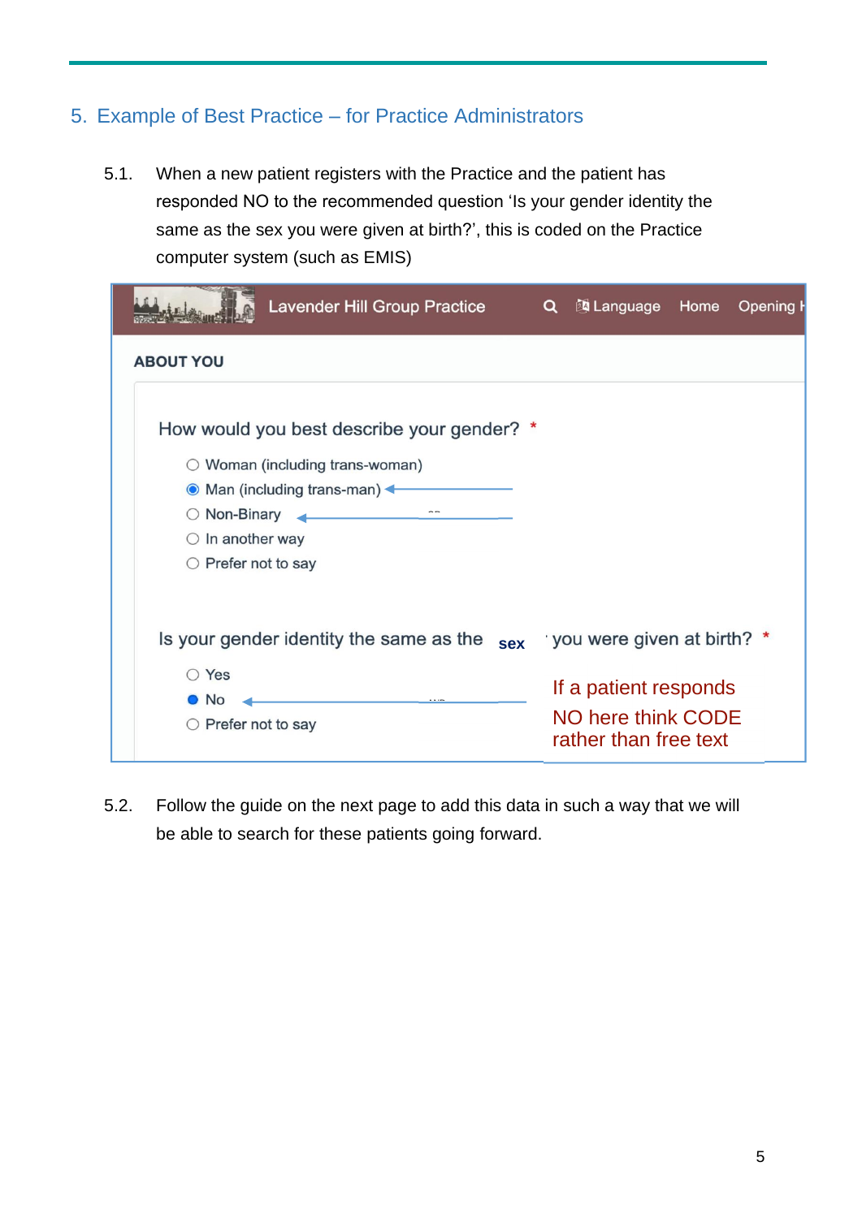## 5. Example of Best Practice – for Practice Administrators

5.1. When a new patient registers with the Practice and the patient has responded NO to the recommended question 'Is your gender identity the same as the sex you were given at birth?', this is coded on the Practice computer system (such as EMIS)

Lavender Hill Group Practice | Language | Home | Opening H

**ABOUT YOU**

How would you best describe your gender? *

- Woman (including trans-woman)
- Man (including trans-man)
- Non-Binary
- In another way
- Prefer not to say

Is your gender identity the same as the **sex** you were given at birth? *

- Yes
- No
- Prefer not to say

If a patient responds NO here think CODE rather than free text

5.2. Follow the guide on the next page to add this data in such a way that we will be able to search for these patients going forward.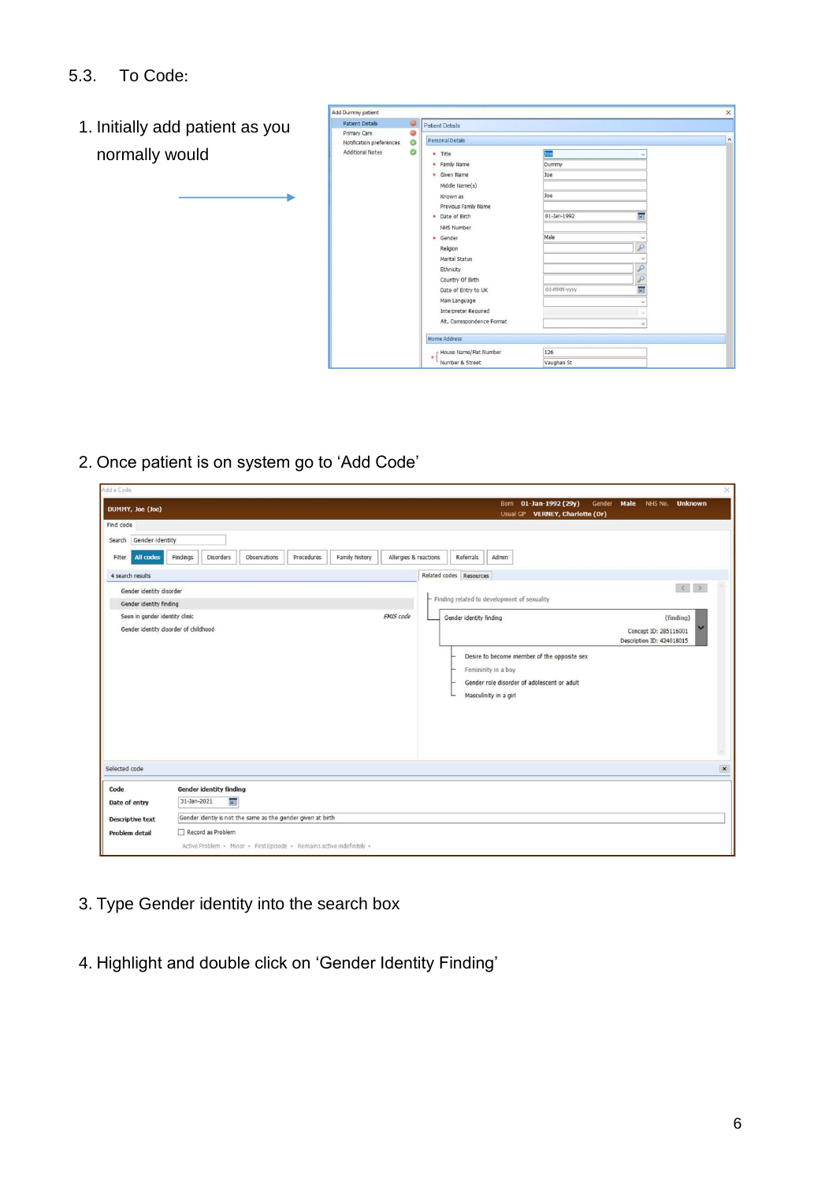## 5.3. To Code:

1. Initially add patient as you normally would

2. Once patient is on system go to 'Add Code'

3. Type Gender identity into the search box

4. Highlight and double click on 'Gender Identity Finding'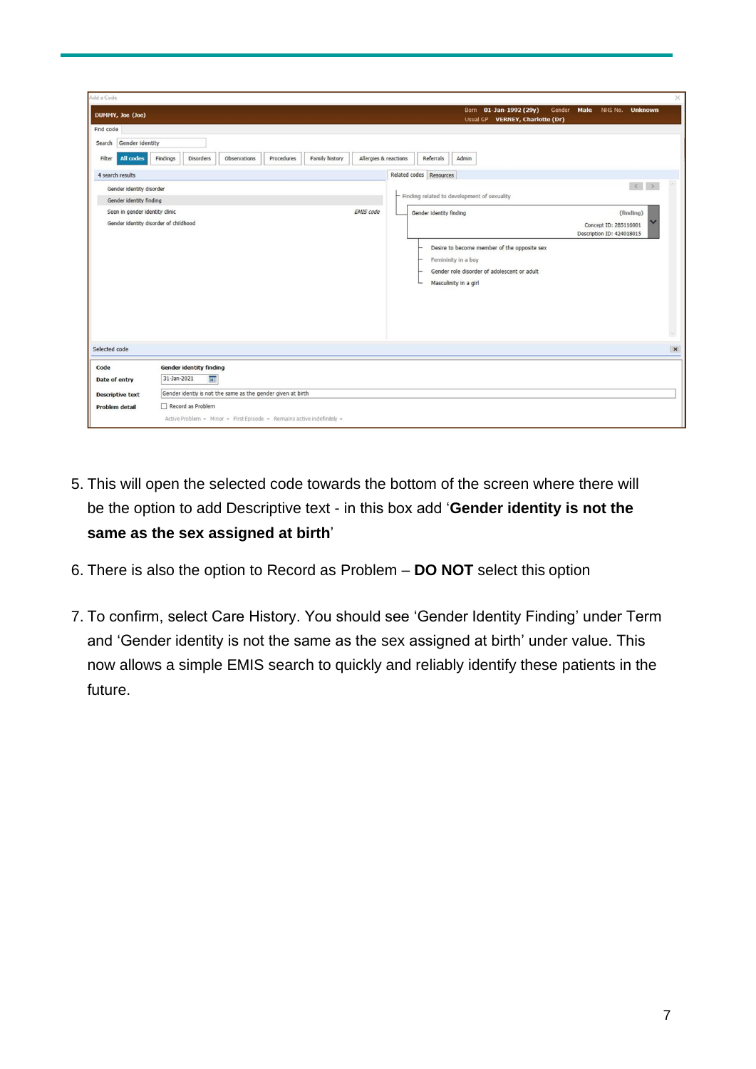5. This will open the selected code towards the bottom of the screen where there will be the option to add Descriptive text - in this box add ‘**Gender identity is not the same as the sex assigned at birth**’

6. There is also the option to Record as Problem – **DO NOT** select this option

7. To confirm, select Care History. You should see ‘Gender Identity Finding’ under Term and ‘Gender identity is not the same as the sex assigned at birth’ under value. This now allows a simple EMIS search to quickly and reliably identify these patients in the future.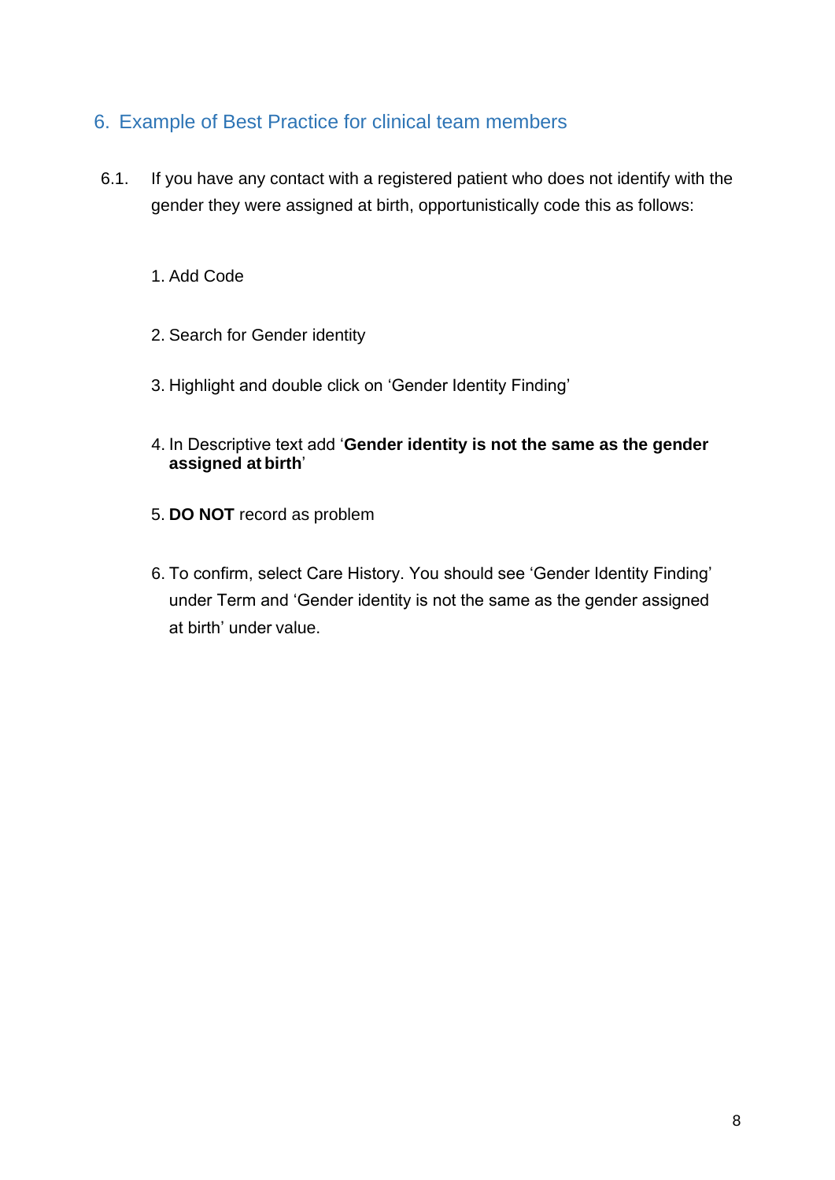## 6. Example of Best Practice for clinical team members

6.1. If you have any contact with a registered patient who does not identify with the gender they were assigned at birth, opportunistically code this as follows:

1. Add Code
2. Search for Gender identity
3. Highlight and double click on 'Gender Identity Finding'
4. In Descriptive text add '**Gender identity is not the same as the gender assigned at birth**'
5. **DO NOT** record as problem
6. To confirm, select Care History. You should see 'Gender Identity Finding' under Term and 'Gender identity is not the same as the gender assigned at birth' under value.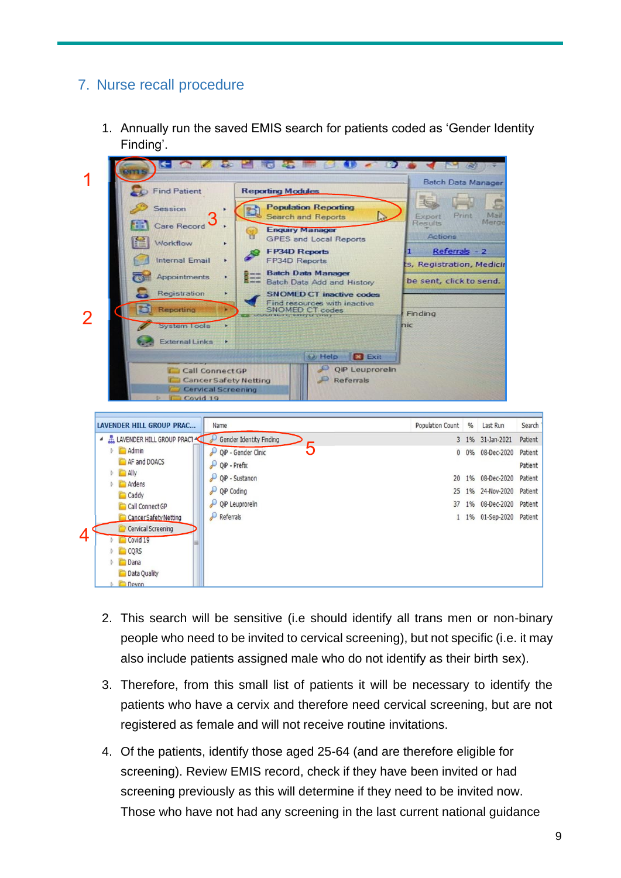## 7. Nurse recall procedure

1. Annually run the saved EMIS search for patients coded as 'Gender Identity Finding'.

2. This search will be sensitive (i.e should identify all trans men or non-binary people who need to be invited to cervical screening), but not specific (i.e. it may also include patients assigned male who do not identify as their birth sex).

3. Therefore, from this small list of patients it will be necessary to identify the patients who have a cervix and therefore need cervical screening, but are not registered as female and will not receive routine invitations.

4. Of the patients, identify those aged 25-64 (and are therefore eligible for screening). Review EMIS record, check if they have been invited or had screening previously as this will determine if they need to be invited now. Those who have not had any screening in the last current national guidance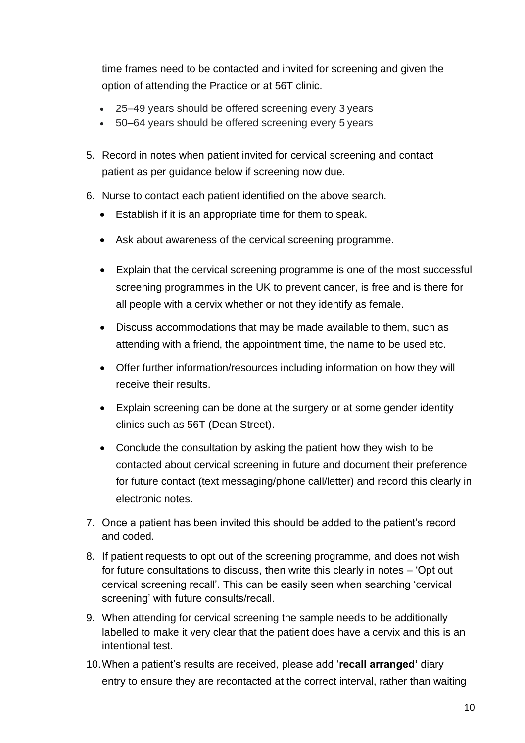time frames need to be contacted and invited for screening and given the option of attending the Practice or at 56T clinic.

- 25–49 years should be offered screening every 3 years
- 50–64 years should be offered screening every 5 years

5. Record in notes when patient invited for cervical screening and contact patient as per guidance below if screening now due.
6. Nurse to contact each patient identified on the above search.
   - Establish if it is an appropriate time for them to speak.
   - Ask about awareness of the cervical screening programme.
   - Explain that the cervical screening programme is one of the most successful screening programmes in the UK to prevent cancer, is free and is there for all people with a cervix whether or not they identify as female.
   - Discuss accommodations that may be made available to them, such as attending with a friend, the appointment time, the name to be used etc.
   - Offer further information/resources including information on how they will receive their results.
   - Explain screening can be done at the surgery or at some gender identity clinics such as 56T (Dean Street).
   - Conclude the consultation by asking the patient how they wish to be contacted about cervical screening in future and document their preference for future contact (text messaging/phone call/letter) and record this clearly in electronic notes.
7. Once a patient has been invited this should be added to the patient's record and coded.
8. If patient requests to opt out of the screening programme, and does not wish for future consultations to discuss, then write this clearly in notes – 'Opt out cervical screening recall'. This can be easily seen when searching 'cervical screening' with future consults/recall.
9. When attending for cervical screening the sample needs to be additionally labelled to make it very clear that the patient does have a cervix and this is an intentional test.
10. When a patient's results are received, please add '**recall arranged'** diary entry to ensure they are recontacted at the correct interval, rather than waiting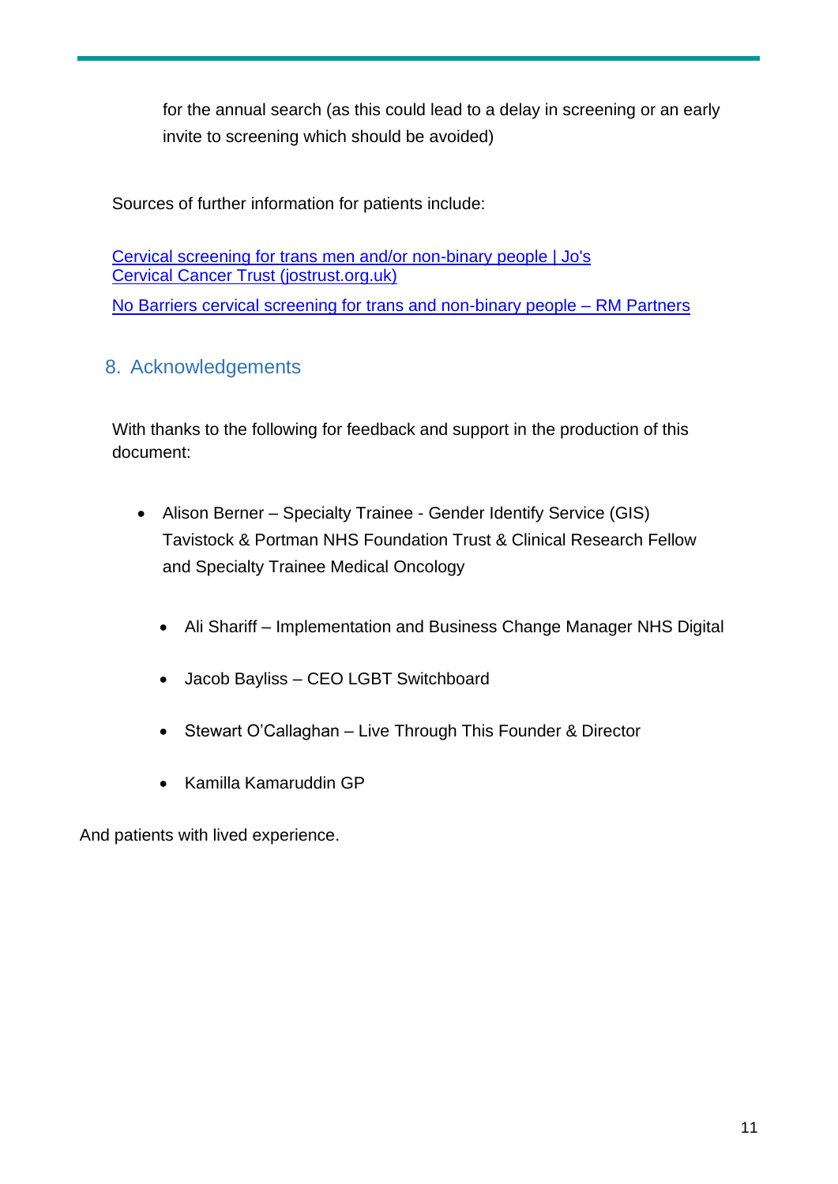for the annual search (as this could lead to a delay in screening or an early invite to screening which should be avoided)

Sources of further information for patients include:

Cervical screening for trans men and/or non-binary people | Jo's Cervical Cancer Trust (jostrust.org.uk)

No Barriers cervical screening for trans and non-binary people – RM Partners

## 8. Acknowledgements

With thanks to the following for feedback and support in the production of this document:

- Alison Berner – Specialty Trainee - Gender Identify Service (GIS) Tavistock & Portman NHS Foundation Trust & Clinical Research Fellow and Specialty Trainee Medical Oncology
- Ali Shariff – Implementation and Business Change Manager NHS Digital
- Jacob Bayliss – CEO LGBT Switchboard
- Stewart O'Callaghan – Live Through This Founder & Director
- Kamilla Kamaruddin GP

And patients with lived experience.